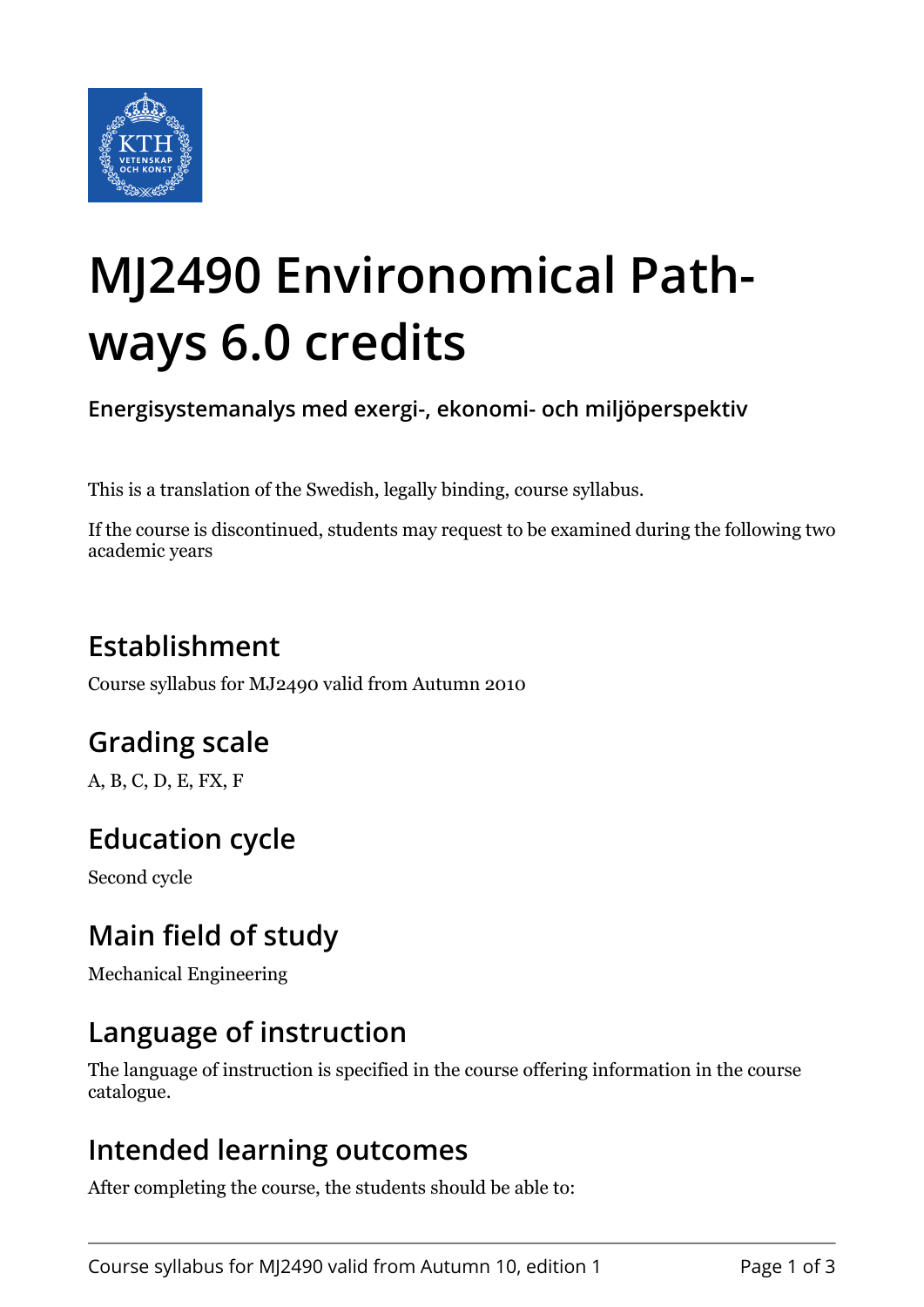# MJ2490 Environomical Pathways 6.0 credits

**Energisystemanalys med exergi-, ekonomi- och miljöperspektiv**

This is a translation of the Swedish, legally binding, course syllabus.

If the course is discontinued, students may request to be examined during the following two academic years

## Establishment

Course syllabus for MJ2490 valid from Autumn 2010

## Grading scale

A, B, C, D, E, FX, F

## Education cycle

Second cycle

## Main field of study

Mechanical Engineering

## Language of instruction

The language of instruction is specified in the course offering information in the course catalogue.

## Intended learning outcomes

After completing the course, the students should be able to: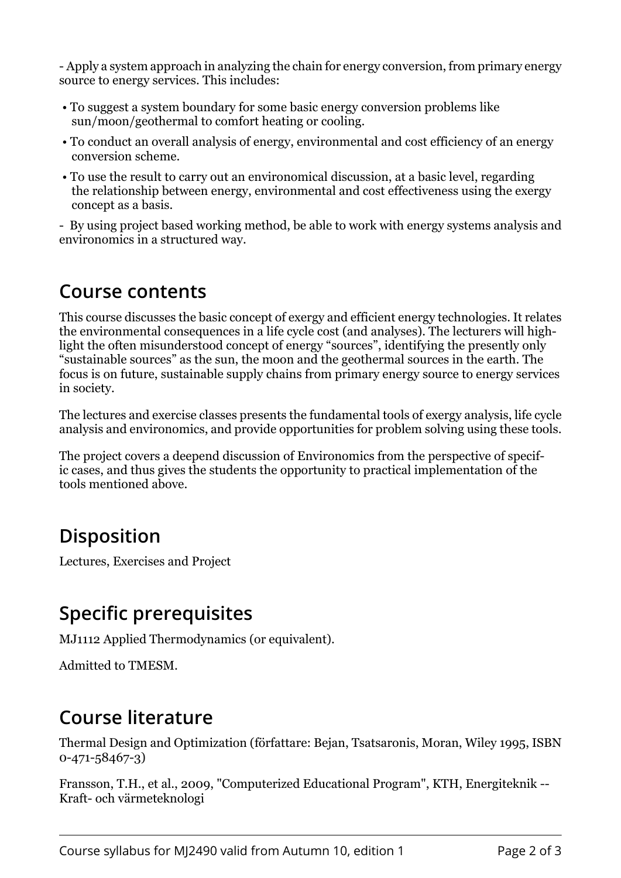- Apply a system approach in analyzing the chain for energy conversion, from primary energy source to energy services. This includes:

- To suggest a system boundary for some basic energy conversion problems like sun/moon/geothermal to comfort heating or cooling.
- To conduct an overall analysis of energy, environmental and cost efficiency of an energy conversion scheme.
- To use the result to carry out an environomical discussion, at a basic level, regarding the relationship between energy, environmental and cost effectiveness using the exergy concept as a basis.

- By using project based working method, be able to work with energy systems analysis and environomics in a structured way.

## Course contents

This course discusses the basic concept of exergy and efficient energy technologies. It relates the environmental consequences in a life cycle cost (and analyses). The lecturers will highlight the often misunderstood concept of energy "sources", identifying the presently only "sustainable sources" as the sun, the moon and the geothermal sources in the earth. The focus is on future, sustainable supply chains from primary energy source to energy services in society.

The lectures and exercise classes presents the fundamental tools of exergy analysis, life cycle analysis and environomics, and provide opportunities for problem solving using these tools.

The project covers a deepend discussion of Environomics from the perspective of specific cases, and thus gives the students the opportunity to practical implementation of the tools mentioned above.

## Disposition

Lectures, Exercises and Project

## Specific prerequisites

MJ1112 Applied Thermodynamics (or equivalent).

Admitted to TMESM.

## Course literature

Thermal Design and Optimization (författare: Bejan, Tsatsaronis, Moran, Wiley 1995, ISBN 0-471-58467-3)

Fransson, T.H., et al., 2009, "Computerized Educational Program", KTH, Energiteknik -- Kraft- och värmeteknologi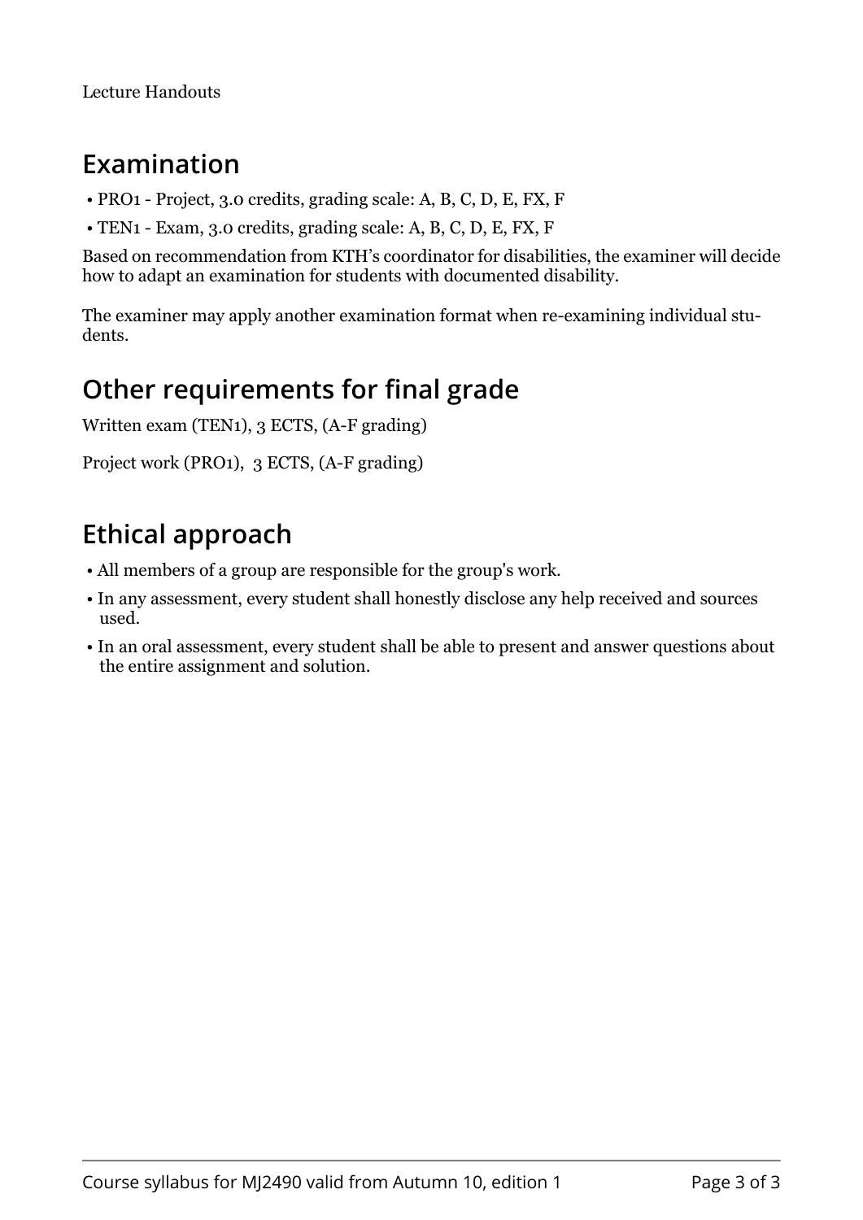Lecture Handouts

## Examination

- PRO1 - Project, 3.0 credits, grading scale: A, B, C, D, E, FX, F
- TEN1 - Exam, 3.0 credits, grading scale: A, B, C, D, E, FX, F

Based on recommendation from KTH's coordinator for disabilities, the examiner will decide how to adapt an examination for students with documented disability.

The examiner may apply another examination format when re-examining individual students.

## Other requirements for final grade

Written exam (TEN1), 3 ECTS, (A-F grading)

Project work (PRO1), 3 ECTS, (A-F grading)

## Ethical approach

- All members of a group are responsible for the group's work.
- In any assessment, every student shall honestly disclose any help received and sources used.
- In an oral assessment, every student shall be able to present and answer questions about the entire assignment and solution.